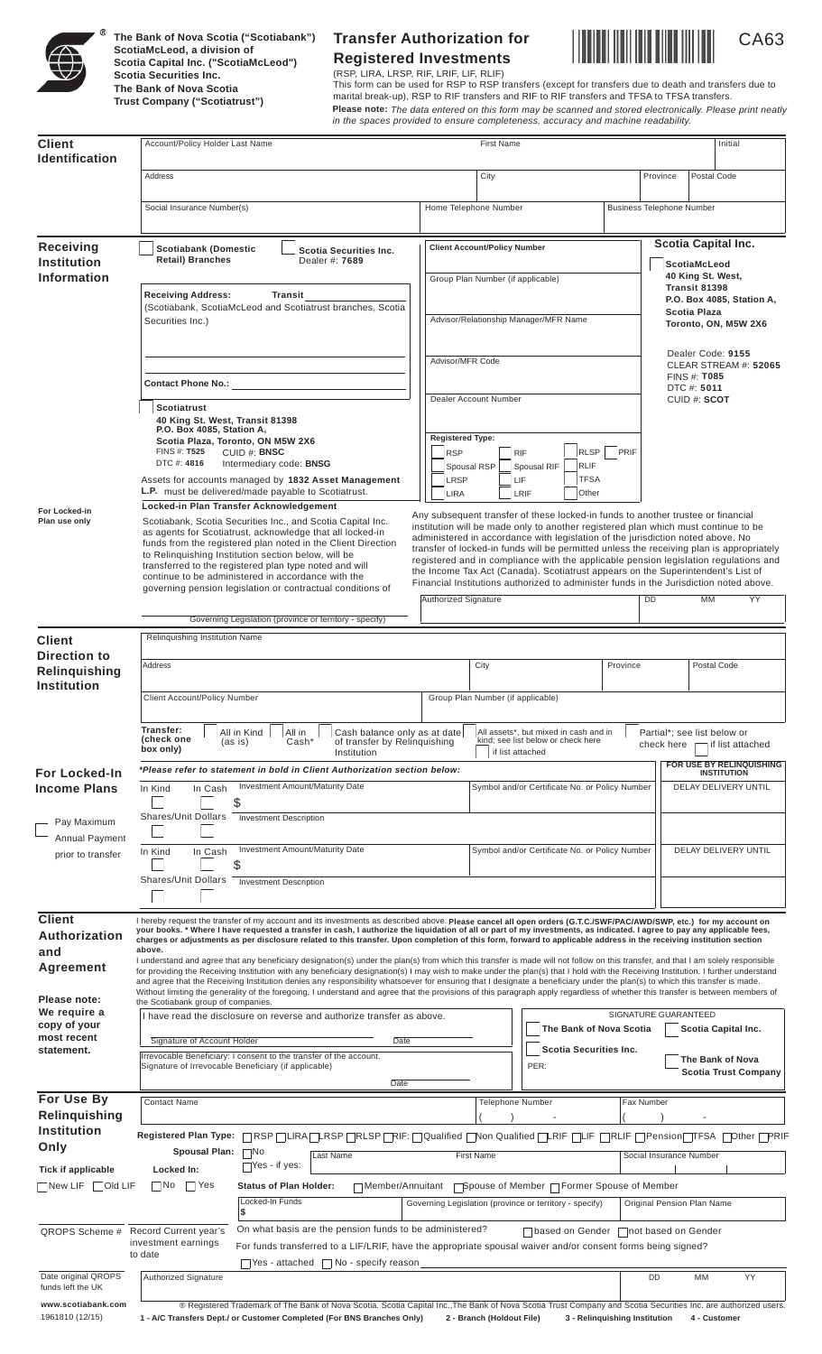The Bank of Nova Scotia ("Scotiabank")
ScotiaMcLeod, a division of Scotia Capital Inc. ("ScotiaMcLeod")
Scotia Securities Inc.
The Bank of Nova Scotia Trust Company ("Scotiatrust")

# Transfer Authorization for Registered Investments

CA63

(RSP, LIRA, LRSP, RIF, LRIF, LIF, RLIF)

This form can be used for RSP to RSP transfers (except for transfers due to death and transfers due to marital break-up), RSP to RIF transfers and RIF to RIF transfers and TFSA to TFSA transfers.

**Please note:** *The data entered on this form may be scanned and stored electronically. Please print neatly in the spaces provided to ensure completeness, accuracy and machine readability.*

## Client Identification

| Account/Policy Holder Last Name | First Name | | Initial |
|---|---|---|---|
| Address | City | Province | Postal Code |
| Social Insurance Number(s) | Home Telephone Number | Business Telephone Number | |

## Receiving Institution Information

☐ **Scotiabank (Domestic Retail) Branches**   ☐ **Scotia Securities Inc.** Dealer #: **7689**

**Receiving Address:** **Transit** ________
(Scotiabank, ScotiaMcLeod and Scotiatrust branches, Scotia Securities Inc.)

**Contact Phone No.:** ________

☐ **Scotiatrust**
**40 King St. West, Transit 81398**
**P.O. Box 4085, Station A,**
**Scotia Plaza, Toronto, ON M5W 2X6**
FINS #: **T525** CUID #: **BNSC**
DTC #: **4816** Intermediary code: **BNSG**

Assets for accounts managed by **1832 Asset Management L.P.** must be delivered/made payable to Scotiatrust.

Client Account/Policy Number

Group Plan Number (if applicable)

Advisor/Relationship Manager/MFR Name

Advisor/MFR Code

Dealer Account Number

**Registered Type:**
☐ RSP ☐ RIF ☐ RLSP ☐ PRIF
☐ Spousal RSP ☐ Spousal RIF ☐ RLIF
☐ LRSP ☐ LIF ☐ TFSA
☐ LIRA ☐ LRIF ☐ Other

**Scotia Capital Inc.**
☐ **ScotiaMcLeod**
**40 King St. West,**
**Transit 81398**
**P.O. Box 4085, Station A,**
**Scotia Plaza**
**Toronto, ON, M5W 2X6**

Dealer Code: **9155**
CLEAR STREAM #: **52065**
FINS #: **T085**
DTC #: **5011**
CUID #: **SCOT**

### For Locked-in Plan use only

**Locked-in Plan Transfer Acknowledgement**

Scotiabank, Scotia Securities Inc., and Scotia Capital Inc. as agents for Scotiatrust, acknowledge that all locked-in funds from the registered plan noted in the Client Direction to Relinquishing Institution section below, will be transferred to the registered plan type noted and will continue to be administered in accordance with the governing pension legislation or contractual conditions of

Governing Legislation (province or territory - specify) ________

Any subsequent transfer of these locked-in funds to another trustee or financial institution will be made only to another registered plan which must continue to be administered in accordance with legislation of the jurisdiction noted above. No transfer of locked-in funds will be permitted unless the receiving plan is appropriately registered and in compliance with the applicable pension legislation regulations and the Income Tax Act (Canada). Scotiatrust appears on the Superintendent's List of Financial Institutions authorized to administer funds in the Jurisdiction noted above.

Authorized Signature ________ DD ___ MM ___ YY ___

## Client Direction to Relinquishing Institution

Relinquishing Institution Name

| Address | City | Province | Postal Code |
|---|---|---|---|
| Client Account/Policy Number | Group Plan Number (if applicable) | | |

**Transfer: (check one box only)** ☐ All in Kind (as is) ☐ All in Cash* ☐ Cash balance only as at date of transfer by Relinquishing Institution ☐ All assets*, but mixed in cash and in kind; see list below or check here ☐ if list attached ☐ Partial*; see list below or check here ☐ if list attached

### For Locked-In Income Plans

☐ Pay Maximum Annual Payment prior to transfer

**\*Please refer to statement in bold in Client Authorization section below:**

| In Kind | In Cash | Investment Amount/Maturity Date | Symbol and/or Certificate No. or Policy Number | FOR USE BY RELINQUISHING INSTITUTION DELAY DELIVERY UNTIL |
|---|---|---|---|---|
| ☐ | ☐ | $ | | |
| Shares/Unit ☐ | Dollars ☐ | Investment Description | | |
| ☐ | ☐ | $ | | DELAY DELIVERY UNTIL |
| Shares/Unit ☐ | Dollars ☐ | Investment Description | | |

## Client Authorization and Agreement

**Please note: We require a copy of your most recent statement.**

I hereby request the transfer of my account and its investments as described above. **Please cancel all open orders (G.T.C./SWF/PAC/AWD/SWP, etc.) for my account on your books. \* Where I have requested a transfer in cash, I authorize the liquidation of all or part of my investments, as indicated. I agree to pay any applicable fees, charges or adjustments as per disclosure related to this transfer. Upon completion of this form, forward to applicable address in the receiving institution section above.**

I understand and agree that any beneficiary designation(s) under the plan(s) from which this transfer is made will not follow on this transfer, and that I am solely responsible for providing the Receiving Institution with any beneficiary designation(s) I may wish to make under the plan(s) that I hold with the Receiving Institution. I further understand and agree that the Receiving Institution denies any responsibility whatsoever for ensuring that I designate a beneficiary under the plan(s) to which this transfer is made. Without limiting the generality of the foregoing, I understand and agree that the provisions of this paragraph apply regardless of whether this transfer is between members of the Scotiabank group of companies.

I have read the disclosure on reverse and authorize transfer as above.

Signature of Account Holder ________ Date ________

Irrevocable Beneficiary: I consent to the transfer of the account.
Signature of Irrevocable Beneficiary (if applicable) ________ Date ________

SIGNATURE GUARANTEED
☐ **The Bank of Nova Scotia** ☐ **Scotia Capital Inc.**
☐ **Scotia Securities Inc.** ☐ **The Bank of Nova Scotia Trust Company**
PER: ________

## For Use By Relinquishing Institution Only

**Tick if applicable**
☐ New LIF ☐ Old LIF

| Contact Name | Telephone Number ( ) - | Fax Number ( ) - |
|---|---|---|

**Registered Plan Type:** ☐ RSP ☐ LIRA ☐ LRSP ☐ RLSP ☐ RIF: ☐ Qualified ☐ Non Qualified ☐ LRIF ☐ LIF ☐ RLIF ☐ Pension ☐ TFSA ☐ Other ☐ PRIF

**Spousal Plan:** ☐ No ☐ Yes - if yes: Last Name ________ First Name ________ Social Insurance Number ________

**Locked In:** ☐ No ☐ Yes **Status of Plan Holder:** ☐ Member/Annuitant ☐ Spouse of Member ☐ Former Spouse of Member

Locked-In Funds $ ________ Governing Legislation (province or territory - specify) ________ Original Pension Plan Name ________

QROPS Scheme # ________

Record Current year's investment earnings to date ________

On what basis are the pension funds to be administered? ☐ based on Gender ☐ not based on Gender

For funds transferred to a LIF/LRIF, have the appropriate spousal waiver and/or consent forms being signed?
☐ Yes - attached ☐ No - specify reason ________

Date original QROPS funds left the UK ________

Authorized Signature ________ DD ___ MM ___ YY ___

www.scotiabank.com
1961810 (12/15)

® Registered Trademark of The Bank of Nova Scotia. Scotia Capital Inc.,The Bank of Nova Scotia Trust Company and Scotia Securities Inc. are authorized users.

**1 - A/C Transfers Dept./ or Customer Completed (For BNS Branches Only)   2 - Branch (Holdout File)   3 - Relinquishing Institution   4 - Customer**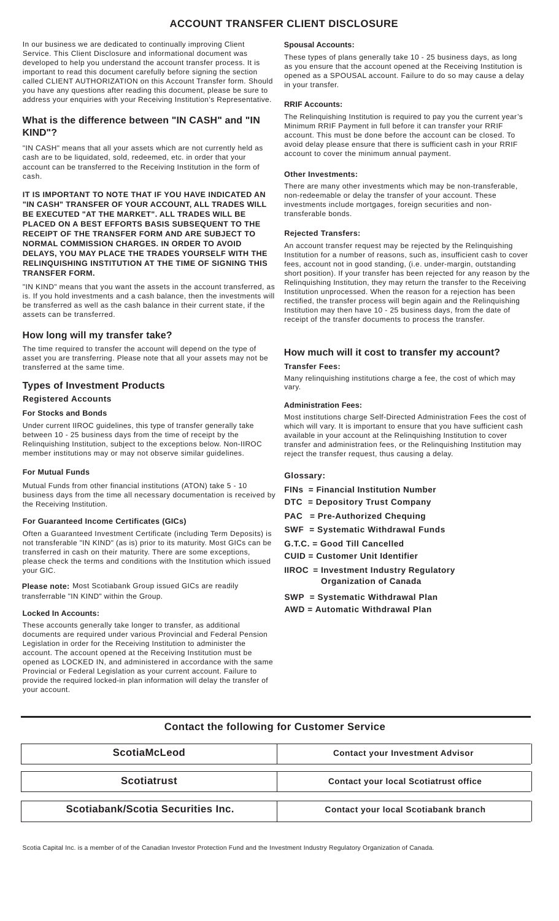# ACCOUNT TRANSFER CLIENT DISCLOSURE

In our business we are dedicated to continually improving Client Service. This Client Disclosure and informational document was developed to help you understand the account transfer process. It is important to read this document carefully before signing the section called CLIENT AUTHORIZATION on this Account Transfer form. Should you have any questions after reading this document, please be sure to address your enquiries with your Receiving Institution's Representative.

## What is the difference between "IN CASH" and "IN KIND"?

"IN CASH" means that all your assets which are not currently held as cash are to be liquidated, sold, redeemed, etc. in order that your account can be transferred to the Receiving Institution in the form of cash.

**IT IS IMPORTANT TO NOTE THAT IF YOU HAVE INDICATED AN "IN CASH" TRANSFER OF YOUR ACCOUNT, ALL TRADES WILL BE EXECUTED "AT THE MARKET". ALL TRADES WILL BE PLACED ON A BEST EFFORTS BASIS SUBSEQUENT TO THE RECEIPT OF THE TRANSFER FORM AND ARE SUBJECT TO NORMAL COMMISSION CHARGES. IN ORDER TO AVOID DELAYS, YOU MAY PLACE THE TRADES YOURSELF WITH THE RELINQUISHING INSTITUTION AT THE TIME OF SIGNING THIS TRANSFER FORM.**

"IN KIND" means that you want the assets in the account transferred, as is. If you hold investments and a cash balance, then the investments will be transferred as well as the cash balance in their current state, if the assets can be transferred.

## How long will my transfer take?

The time required to transfer the account will depend on the type of asset you are transferring. Please note that all your assets may not be transferred at the same time.

## Types of Investment Products

### Registered Accounts

#### For Stocks and Bonds

Under current IIROC guidelines, this type of transfer generally take between 10 - 25 business days from the time of receipt by the Relinquishing Institution, subject to the exceptions below. Non-IIROC member institutions may or may not observe similar guidelines.

#### For Mutual Funds

Mutual Funds from other financial institutions (ATON) take 5 - 10 business days from the time all necessary documentation is received by the Receiving Institution.

#### For Guaranteed Income Certificates (GICs)

Often a Guaranteed Investment Certificate (including Term Deposits) is not transferable "IN KIND" (as is) prior to its maturity. Most GICs can be transferred in cash on their maturity. There are some exceptions, please check the terms and conditions with the Institution which issued your GIC.

**Please note:** Most Scotiabank Group issued GICs are readily transferrable "IN KIND" within the Group.

#### Locked In Accounts:

These accounts generally take longer to transfer, as additional documents are required under various Provincial and Federal Pension Legislation in order for the Receiving Institution to administer the account. The account opened at the Receiving Institution must be opened as LOCKED IN, and administered in accordance with the same Provincial or Federal Legislation as your current account. Failure to provide the required locked-in plan information will delay the transfer of your account.

#### Spousal Accounts:

These types of plans generally take 10 - 25 business days, as long as you ensure that the account opened at the Receiving Institution is opened as a SPOUSAL account. Failure to do so may cause a delay in your transfer.

#### RRIF Accounts:

The Relinquishing Institution is required to pay you the current year's Minimum RRIF Payment in full before it can transfer your RRIF account. This must be done before the account can be closed. To avoid delay please ensure that there is sufficient cash in your RRIF account to cover the minimum annual payment.

#### Other Investments:

There are many other investments which may be non-transferable, non-redeemable or delay the transfer of your account. These investments include mortgages, foreign securities and non-transferable bonds.

#### Rejected Transfers:

An account transfer request may be rejected by the Relinquishing Institution for a number of reasons, such as, insufficient cash to cover fees, account not in good standing, (i.e. under-margin, outstanding short position). If your transfer has been rejected for any reason by the Relinquishing Institution, they may return the transfer to the Receiving Institution unprocessed. When the reason for a rejection has been rectified, the transfer process will begin again and the Relinquishing Institution may then have 10 - 25 business days, from the date of receipt of the transfer documents to process the transfer.

## How much will it cost to transfer my account?

#### Transfer Fees:

Many relinquishing institutions charge a fee, the cost of which may vary.

#### Administration Fees:

Most institutions charge Self-Directed Administration Fees the cost of which will vary. It is important to ensure that you have sufficient cash available in your account at the Relinquishing Institution to cover transfer and administration fees, or the Relinquishing Institution may reject the transfer request, thus causing a delay.

#### Glossary:

**FINs = Financial Institution Number**
**DTC = Depository Trust Company**
**PAC = Pre-Authorized Chequing**
**SWF = Systematic Withdrawal Funds**
**G.T.C. = Good Till Cancelled**
**CUID = Customer Unit Identifier**
**IIROC = Investment Industry Regulatory Organization of Canada**
**SWP = Systematic Withdrawal Plan**
**AWD = Automatic Withdrawal Plan**

## Contact the following for Customer Service

| | |
|---|---|
| **ScotiaMcLeod** | **Contact your Investment Advisor** |
| **Scotiatrust** | **Contact your local Scotiatrust office** |
| **Scotiabank/Scotia Securities Inc.** | **Contact your local Scotiabank branch** |

Scotia Capital Inc. is a member of of the Canadian Investor Protection Fund and the Investment Industry Regulatory Organization of Canada.